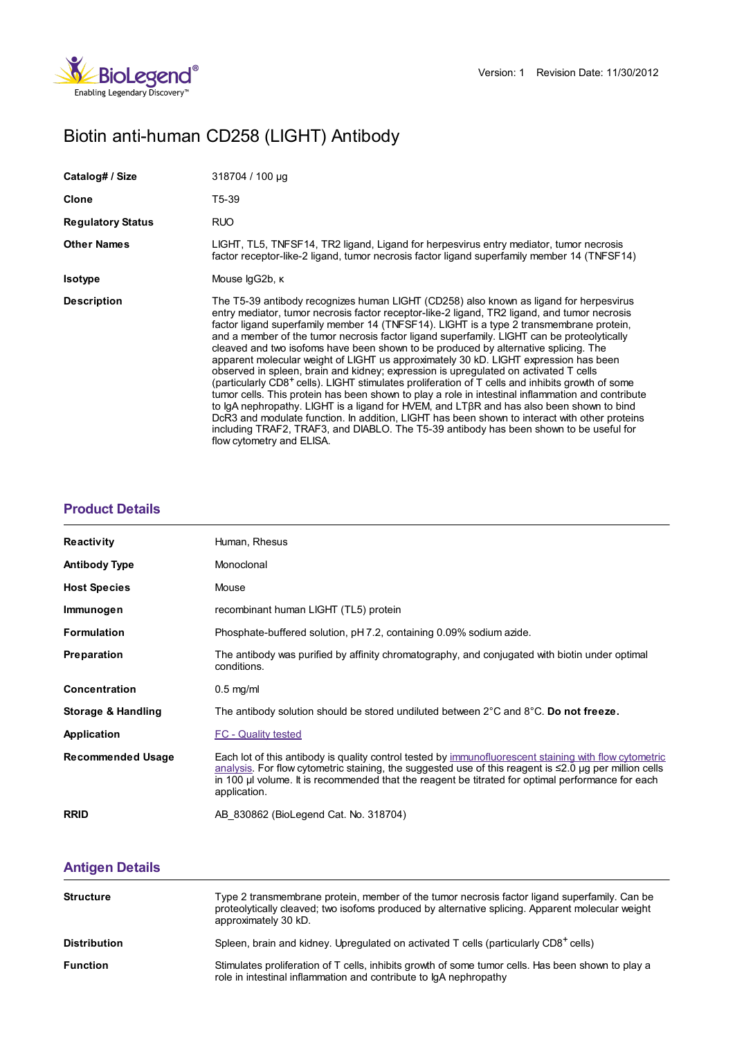Version: 1 Revision Date: 11/30/2012

# Biotin anti-human CD258 (LIGHT) Antibody

| | |
|---|---|
| **Catalog# / Size** | 318704 / 100 µg |
| **Clone** | T5-39 |
| **Regulatory Status** | RUO |
| **Other Names** | LIGHT, TL5, TNFSF14, TR2 ligand, Ligand for herpesvirus entry mediator, tumor necrosis factor receptor-like-2 ligand, tumor necrosis factor ligand superfamily member 14 (TNFSF14) |
| **Isotype** | Mouse IgG2b, κ |
| **Description** | The T5-39 antibody recognizes human LIGHT (CD258) also known as ligand for herpesvirus entry mediator, tumor necrosis factor receptor-like-2 ligand, TR2 ligand, and tumor necrosis factor ligand superfamily member 14 (TNFSF14). LIGHT is a type 2 transmembrane protein, and a member of the tumor necrosis factor ligand superfamily. LIGHT can be proteolytically cleaved and two isofoms have been shown to be produced by alternative splicing. The apparent molecular weight of LIGHT us approximately 30 kD. LIGHT expression has been observed in spleen, brain and kidney; expression is upregulated on activated T cells (particularly $CD8^+$ cells). LIGHT stimulates proliferation of T cells and inhibits growth of some tumor cells. This protein has been shown to play a role in intestinal inflammation and contribute to IgA nephropathy. LIGHT is a ligand for HVEM, and LTβR and has also been shown to bind DcR3 and modulate function. In addition, LIGHT has been shown to interact with other proteins including TRAF2, TRAF3, and DIABLO. The T5-39 antibody has been shown to be useful for flow cytometry and ELISA. |

## Product Details

| | |
|---|---|
| **Reactivity** | Human, Rhesus |
| **Antibody Type** | Monoclonal |
| **Host Species** | Mouse |
| **Immunogen** | recombinant human LIGHT (TL5) protein |
| **Formulation** | Phosphate-buffered solution, pH 7.2, containing 0.09% sodium azide. |
| **Preparation** | The antibody was purified by affinity chromatography, and conjugated with biotin under optimal conditions. |
| **Concentration** | 0.5 mg/ml |
| **Storage & Handling** | The antibody solution should be stored undiluted between 2°C and 8°C. **Do not freeze.** |
| **Application** | FC - Quality tested |
| **Recommended Usage** | Each lot of this antibody is quality control tested by immunofluorescent staining with flow cytometric analysis. For flow cytometric staining, the suggested use of this reagent is ≤2.0 µg per million cells in 100 µl volume. It is recommended that the reagent be titrated for optimal performance for each application. |
| **RRID** | AB_830862 (BioLegend Cat. No. 318704) |

## Antigen Details

| | |
|---|---|
| **Structure** | Type 2 transmembrane protein, member of the tumor necrosis factor ligand superfamily. Can be proteolytically cleaved; two isofoms produced by alternative splicing. Apparent molecular weight approximately 30 kD. |
| **Distribution** | Spleen, brain and kidney. Upregulated on activated T cells (particularly $CD8^+$ cells) |
| **Function** | Stimulates proliferation of T cells, inhibits growth of some tumor cells. Has been shown to play a role in intestinal inflammation and contribute to IgA nephropathy |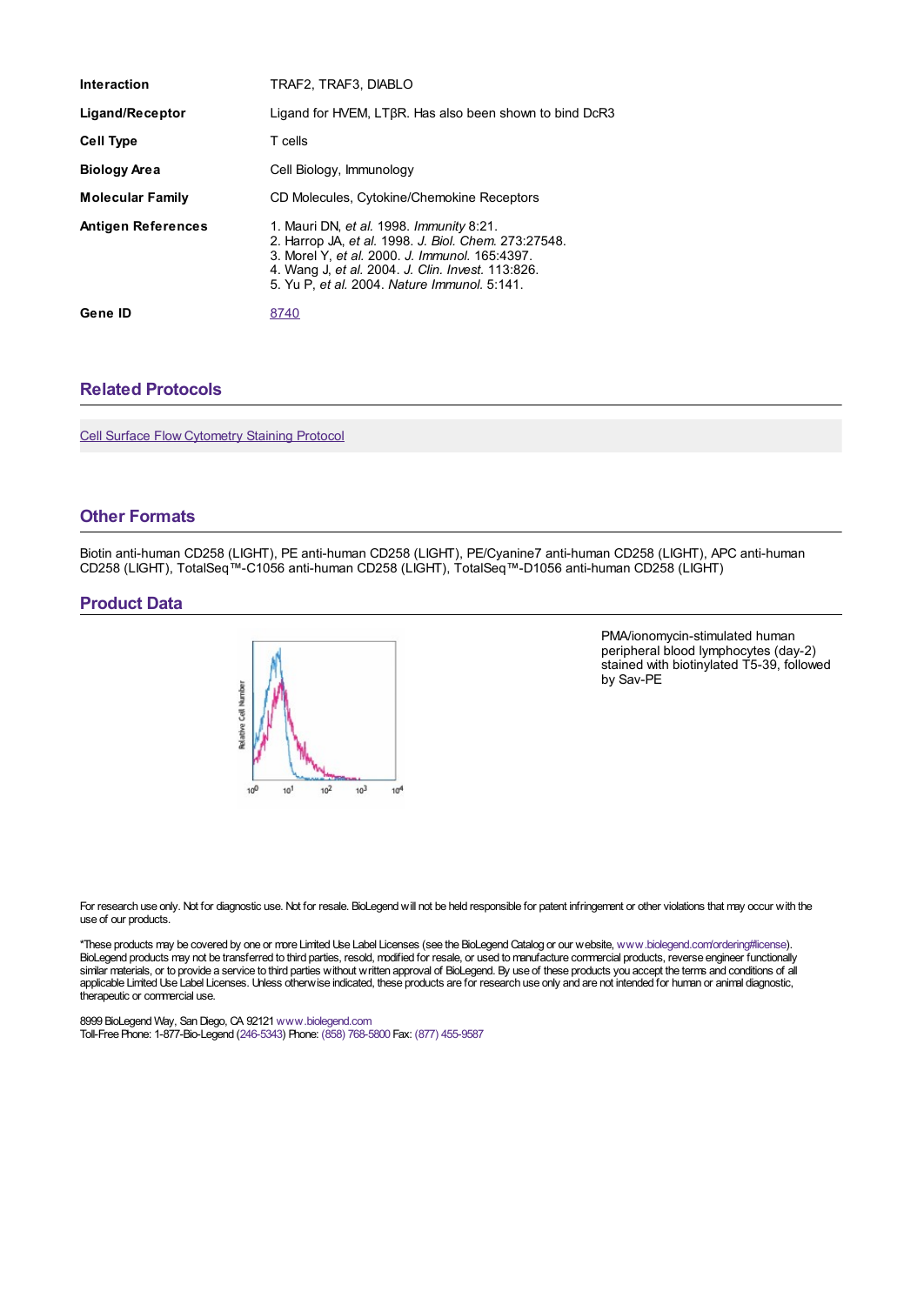| | |
|---|---|
| **Interaction** | TRAF2, TRAF3, DIABLO |
| **Ligand/Receptor** | Ligand for HVEM, LTβR. Has also been shown to bind DcR3 |
| **Cell Type** | T cells |
| **Biology Area** | Cell Biology, Immunology |
| **Molecular Family** | CD Molecules, Cytokine/Chemokine Receptors |
| **Antigen References** | 1. Mauri DN, *et al.* 1998. *Immunity* 8:21.<br>2. Harrop JA, *et al.* 1998. *J. Biol. Chem.* 273:27548.<br>3. Morel Y, *et al.* 2000. *J. Immunol.* 165:4397.<br>4. Wang J, *et al.* 2004. *J. Clin. Invest.* 113:826.<br>5. Yu P, *et al.* 2004. *Nature Immunol.* 5:141. |
| **Gene ID** | 8740 |

## Related Protocols

Cell Surface Flow Cytometry Staining Protocol

## Other Formats

Biotin anti-human CD258 (LIGHT), PE anti-human CD258 (LIGHT), PE/Cyanine7 anti-human CD258 (LIGHT), APC anti-human CD258 (LIGHT), TotalSeq™-C1056 anti-human CD258 (LIGHT), TotalSeq™-D1056 anti-human CD258 (LIGHT)

## Product Data

Relative Cell Number

$10^0$ $10^1$ $10^2$ $10^3$ $10^4$

PMA/ionomycin-stimulated human peripheral blood lymphocytes (day-2) stained with biotinylated T5-39, followed by Sav-PE

For research use only. Not for diagnostic use. Not for resale. BioLegend will not be held responsible for patent infringement or other violations that may occur with the use of our products.

*These products may be covered by one or more Limited Use Label Licenses (see the BioLegend Catalog or our website, www.biolegend.com/ordering#license). BioLegend products may not be transferred to third parties, resold, modified for resale, or used to manufacture commercial products, reverse engineer functionally similar materials, or to provide a service to third parties without written approval of BioLegend. By use of these products you accept the terms and conditions of all applicable Limited Use Label Licenses. Unless otherwise indicated, these products are for research use only and are not intended for human or animal diagnostic, therapeutic or commercial use.

8999 BioLegend Way, San Diego, CA 92121 www.biolegend.com
Toll-Free Phone: 1-877-Bio-Legend (246-5343) Phone: (858) 768-5800 Fax: (877) 455-9587